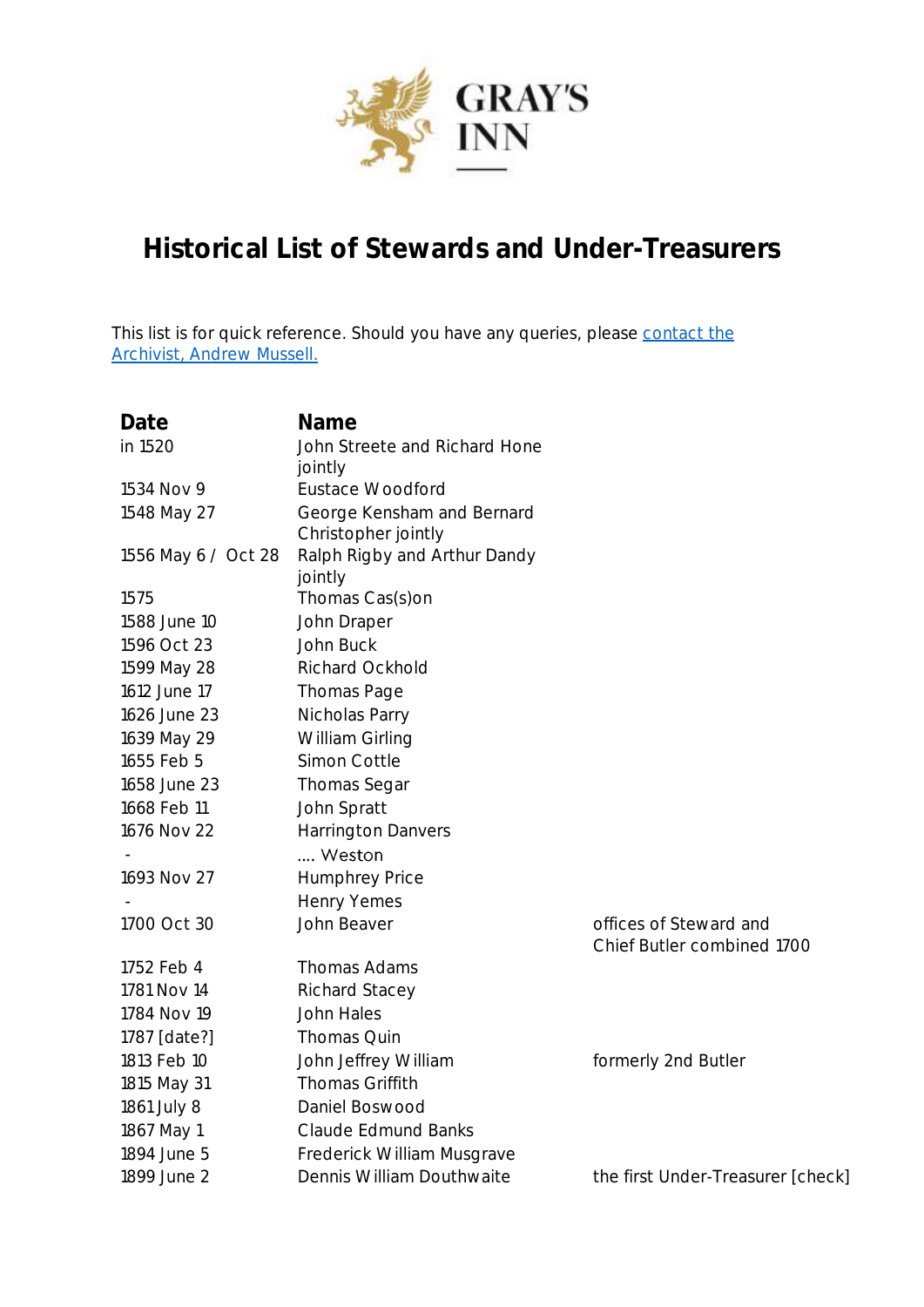GRAY'S INN

# Historical List of Stewards and Under-Treasurers

This list is for quick reference. Should you have any queries, please [contact the Archivist, Andrew Mussell.]()

| Date | Name | |
|---|---|---|
| in 1520 | John Streete and Richard Hone jointly | |
| 1534 Nov 9 | Eustace Woodford | |
| 1548 May 27 | George Kensham and Bernard Christopher jointly | |
| 1556 May 6 / Oct 28 | Ralph Rigby and Arthur Dandy jointly | |
| 1575 | Thomas Cas(s)on | |
| 1588 June 10 | John Draper | |
| 1596 Oct 23 | John Buck | |
| 1599 May 28 | Richard Ockhold | |
| 1612 June 17 | Thomas Page | |
| 1626 June 23 | Nicholas Parry | |
| 1639 May 29 | William Girling | |
| 1655 Feb 5 | Simon Cottle | |
| 1658 June 23 | Thomas Segar | |
| 1668 Feb 11 | John Spratt | |
| 1676 Nov 22 | Harrington Danvers | |
| - | .... Weston | |
| 1693 Nov 27 | Humphrey Price | |
| - | Henry Yemes | |
| 1700 Oct 30 | John Beaver | offices of Steward and Chief Butler combined 1700 |
| 1752 Feb 4 | Thomas Adams | |
| 1781 Nov 14 | Richard Stacey | |
| 1784 Nov 19 | John Hales | |
| 1787 [date?] | Thomas Quin | |
| 1813 Feb 10 | John Jeffrey William | formerly 2nd Butler |
| 1815 May 31 | Thomas Griffith | |
| 1861 July 8 | Daniel Boswood | |
| 1867 May 1 | Claude Edmund Banks | |
| 1894 June 5 | Frederick William Musgrave | |
| 1899 June 2 | Dennis William Douthwaite | the first Under-Treasurer [check] |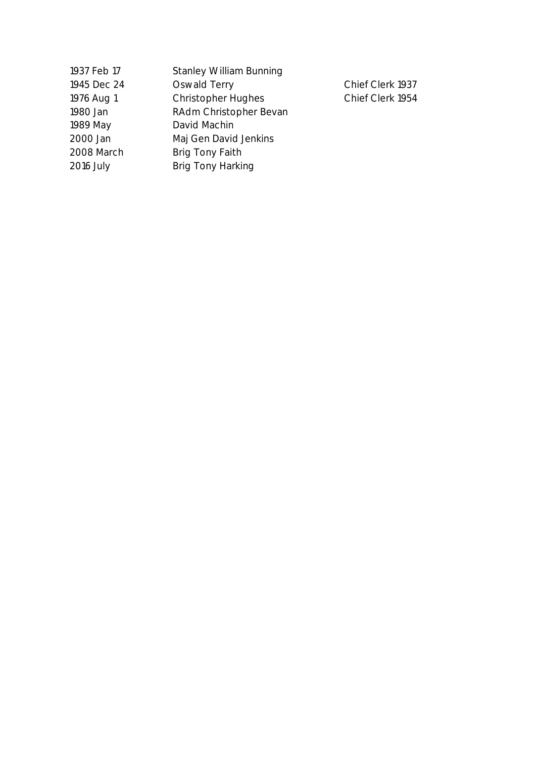| | | |
|---|---|---|
| 1937 Feb 17 | Stanley William Bunning | |
| 1945 Dec 24 | Oswald Terry | Chief Clerk 1937 |
| 1976 Aug 1 | Christopher Hughes | Chief Clerk 1954 |
| 1980 Jan | RAdm Christopher Bevan | |
| 1989 May | David Machin | |
| 2000 Jan | Maj Gen David Jenkins | |
| 2008 March | Brig Tony Faith | |
| 2016 July | Brig Tony Harking | |